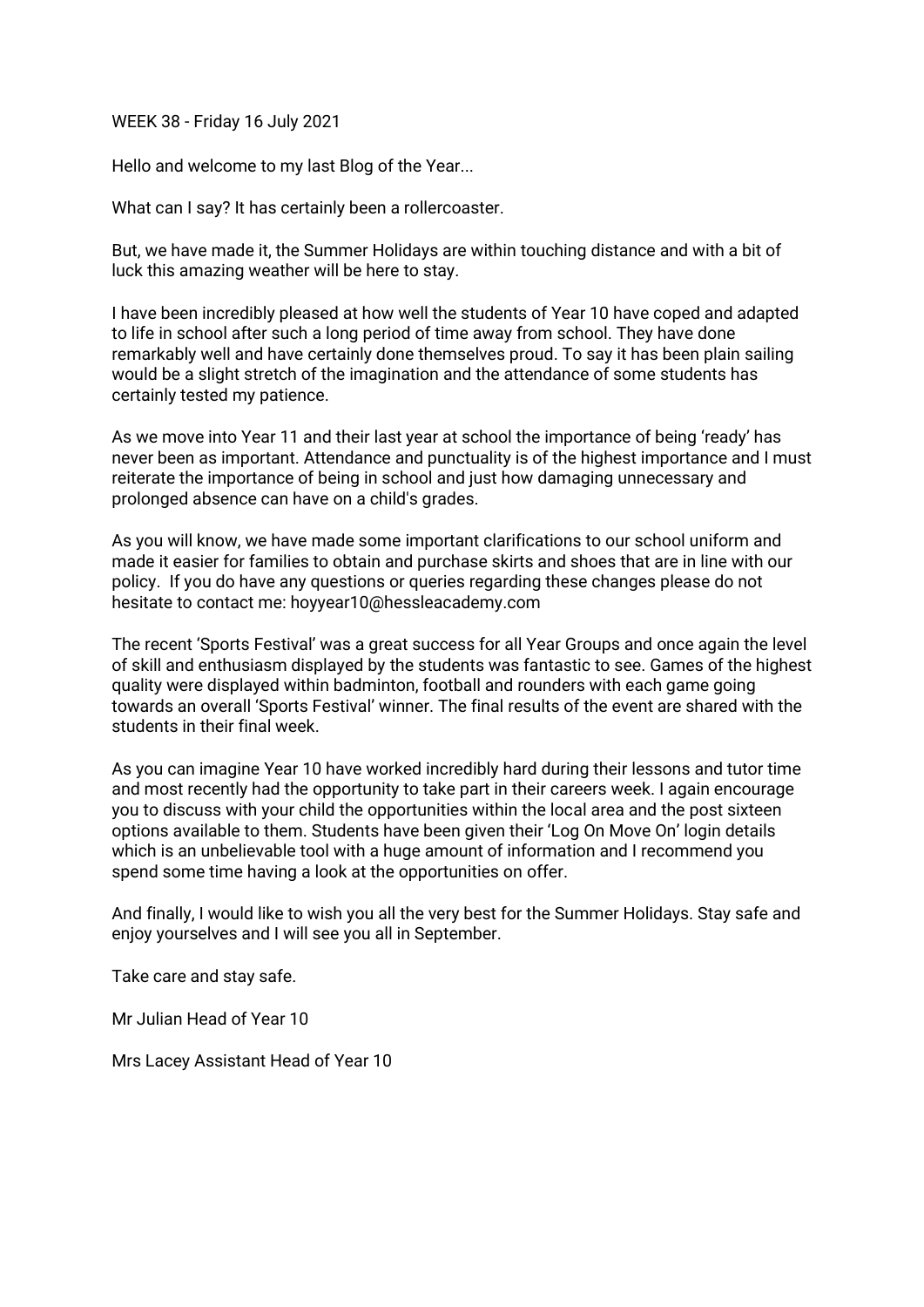WEEK 38 - Friday 16 July 2021

Hello and welcome to my last Blog of the Year...

What can I say? It has certainly been a rollercoaster.

But, we have made it, the Summer Holidays are within touching distance and with a bit of luck this amazing weather will be here to stay.

I have been incredibly pleased at how well the students of Year 10 have coped and adapted to life in school after such a long period of time away from school. They have done remarkably well and have certainly done themselves proud. To say it has been plain sailing would be a slight stretch of the imagination and the attendance of some students has certainly tested my patience.

As we move into Year 11 and their last year at school the importance of being 'ready' has never been as important. Attendance and punctuality is of the highest importance and I must reiterate the importance of being in school and just how damaging unnecessary and prolonged absence can have on a child's grades.

As you will know, we have made some important clarifications to our school uniform and made it easier for families to obtain and purchase skirts and shoes that are in line with our policy. If you do have any questions or queries regarding these changes please do not hesitate to contact me: hoyyear10@hessleacademy.com

The recent 'Sports Festival' was a great success for all Year Groups and once again the level of skill and enthusiasm displayed by the students was fantastic to see. Games of the highest quality were displayed within badminton, football and rounders with each game going towards an overall 'Sports Festival' winner. The final results of the event are shared with the students in their final week.

As you can imagine Year 10 have worked incredibly hard during their lessons and tutor time and most recently had the opportunity to take part in their careers week. I again encourage you to discuss with your child the opportunities within the local area and the post sixteen options available to them. Students have been given their 'Log On Move On' login details which is an unbelievable tool with a huge amount of information and I recommend you spend some time having a look at the opportunities on offer.

And finally, I would like to wish you all the very best for the Summer Holidays. Stay safe and enjoy yourselves and I will see you all in September.

Take care and stay safe.

Mr Julian Head of Year 10

Mrs Lacey Assistant Head of Year 10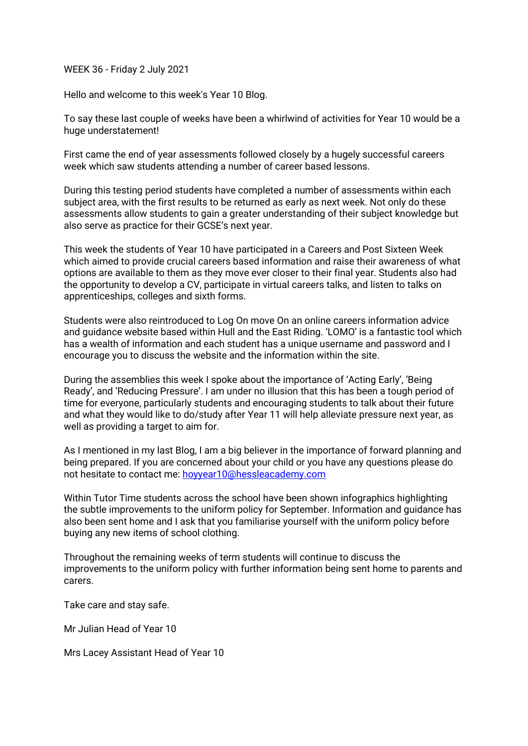WEEK 36 - Friday 2 July 2021

Hello and welcome to this week's Year 10 Blog.

To say these last couple of weeks have been a whirlwind of activities for Year 10 would be a huge understatement!

First came the end of year assessments followed closely by a hugely successful careers week which saw students attending a number of career based lessons.

During this testing period students have completed a number of assessments within each subject area, with the first results to be returned as early as next week. Not only do these assessments allow students to gain a greater understanding of their subject knowledge but also serve as practice for their GCSE's next year.

This week the students of Year 10 have participated in a Careers and Post Sixteen Week which aimed to provide crucial careers based information and raise their awareness of what options are available to them as they move ever closer to their final year. Students also had the opportunity to develop a CV, participate in virtual careers talks, and listen to talks on apprenticeships, colleges and sixth forms.

Students were also reintroduced to Log On move On an online careers information advice and guidance website based within Hull and the East Riding. 'LOMO' is a fantastic tool which has a wealth of information and each student has a unique username and password and I encourage you to discuss the website and the information within the site.

During the assemblies this week I spoke about the importance of 'Acting Early', 'Being Ready', and 'Reducing Pressure'. I am under no illusion that this has been a tough period of time for everyone, particularly students and encouraging students to talk about their future and what they would like to do/study after Year 11 will help alleviate pressure next year, as well as providing a target to aim for.

As I mentioned in my last Blog, I am a big believer in the importance of forward planning and being prepared. If you are concerned about your child or you have any questions please do not hesitate to contact me: [hoyyear10@hessleacademy.com](mailto:hoyyear10@hessleacademy.com)

Within Tutor Time students across the school have been shown infographics highlighting the subtle improvements to the uniform policy for September. Information and guidance has also been sent home and I ask that you familiarise yourself with the uniform policy before buying any new items of school clothing.

Throughout the remaining weeks of term students will continue to discuss the improvements to the uniform policy with further information being sent home to parents and carers.

Take care and stay safe.

Mr Julian Head of Year 10

Mrs Lacey Assistant Head of Year 10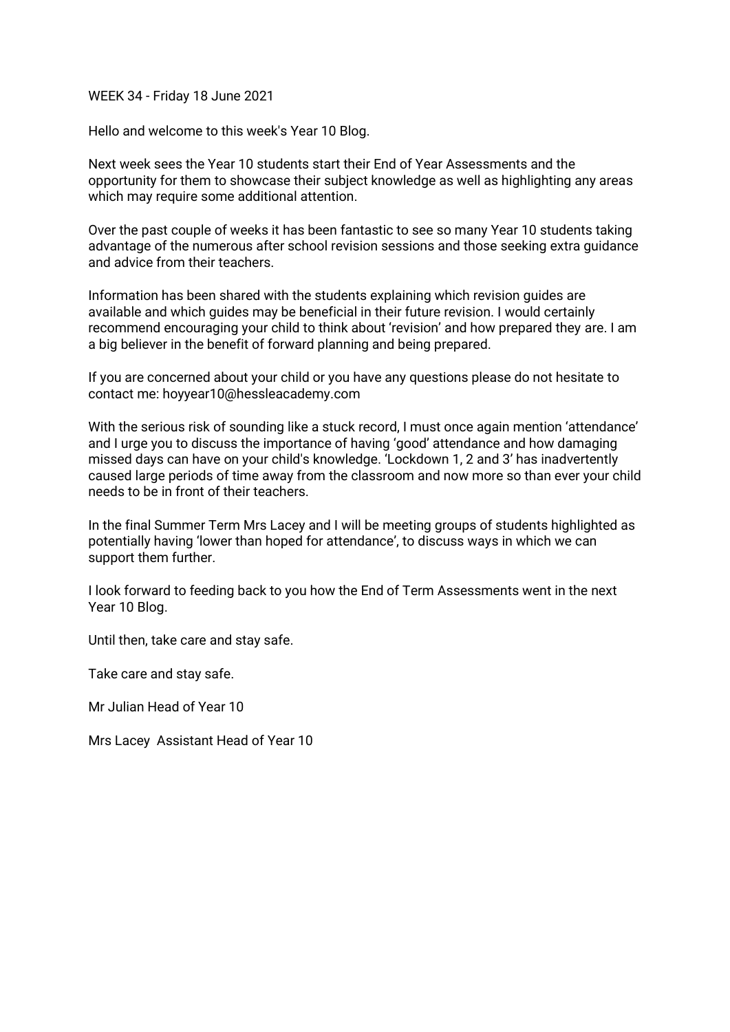WEEK 34 - Friday 18 June 2021

Hello and welcome to this week's Year 10 Blog.

Next week sees the Year 10 students start their End of Year Assessments and the opportunity for them to showcase their subject knowledge as well as highlighting any areas which may require some additional attention.

Over the past couple of weeks it has been fantastic to see so many Year 10 students taking advantage of the numerous after school revision sessions and those seeking extra guidance and advice from their teachers.

Information has been shared with the students explaining which revision guides are available and which guides may be beneficial in their future revision. I would certainly recommend encouraging your child to think about 'revision' and how prepared they are. I am a big believer in the benefit of forward planning and being prepared.

If you are concerned about your child or you have any questions please do not hesitate to contact me: hoyyear10@hessleacademy.com

With the serious risk of sounding like a stuck record, I must once again mention 'attendance' and I urge you to discuss the importance of having 'good' attendance and how damaging missed days can have on your child's knowledge. 'Lockdown 1, 2 and 3' has inadvertently caused large periods of time away from the classroom and now more so than ever your child needs to be in front of their teachers.

In the final Summer Term Mrs Lacey and I will be meeting groups of students highlighted as potentially having 'lower than hoped for attendance', to discuss ways in which we can support them further.

I look forward to feeding back to you how the End of Term Assessments went in the next Year 10 Blog.

Until then, take care and stay safe.

Take care and stay safe.

Mr Julian Head of Year 10

Mrs Lacey Assistant Head of Year 10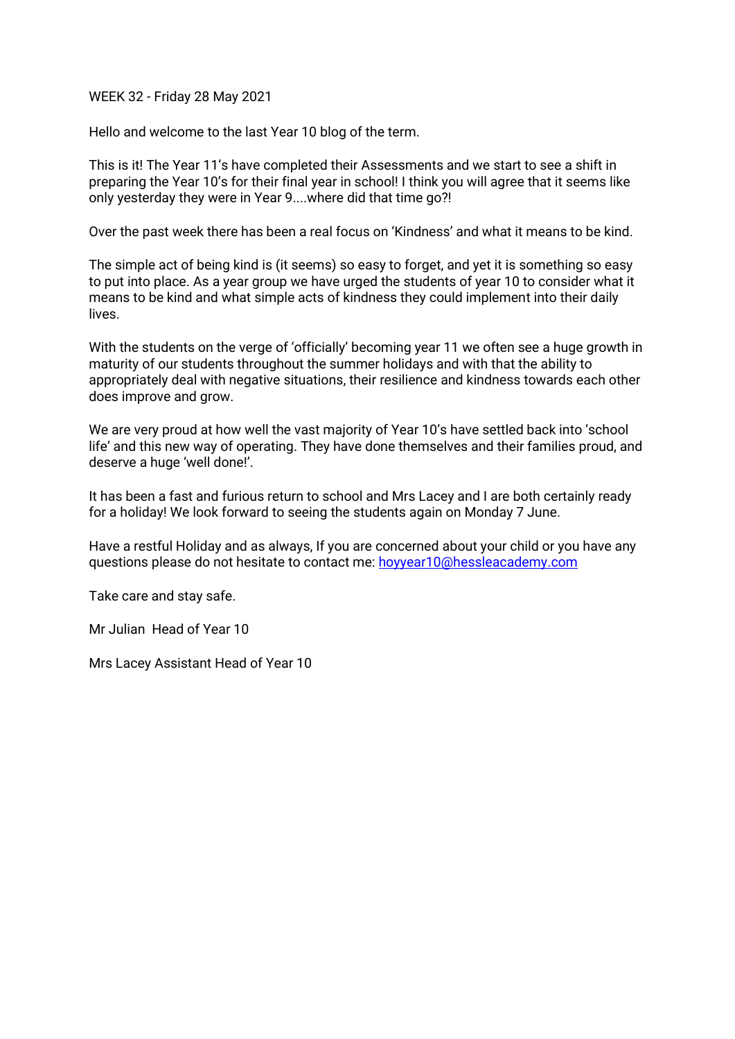WEEK 32 - Friday 28 May 2021

Hello and welcome to the last Year 10 blog of the term.

This is it! The Year 11's have completed their Assessments and we start to see a shift in preparing the Year 10's for their final year in school! I think you will agree that it seems like only yesterday they were in Year 9....where did that time go?!

Over the past week there has been a real focus on 'Kindness' and what it means to be kind.

The simple act of being kind is (it seems) so easy to forget, and yet it is something so easy to put into place. As a year group we have urged the students of year 10 to consider what it means to be kind and what simple acts of kindness they could implement into their daily lives.

With the students on the verge of 'officially' becoming year 11 we often see a huge growth in maturity of our students throughout the summer holidays and with that the ability to appropriately deal with negative situations, their resilience and kindness towards each other does improve and grow.

We are very proud at how well the vast majority of Year 10's have settled back into 'school life' and this new way of operating. They have done themselves and their families proud, and deserve a huge 'well done!'.

It has been a fast and furious return to school and Mrs Lacey and I are both certainly ready for a holiday! We look forward to seeing the students again on Monday 7 June.

Have a restful Holiday and as always, If you are concerned about your child or you have any questions please do not hesitate to contact me: [hoyyear10@hessleacademy.com](mailto:hoyyear10@hessleacademy.com)

Take care and stay safe.

Mr Julian Head of Year 10

Mrs Lacey Assistant Head of Year 10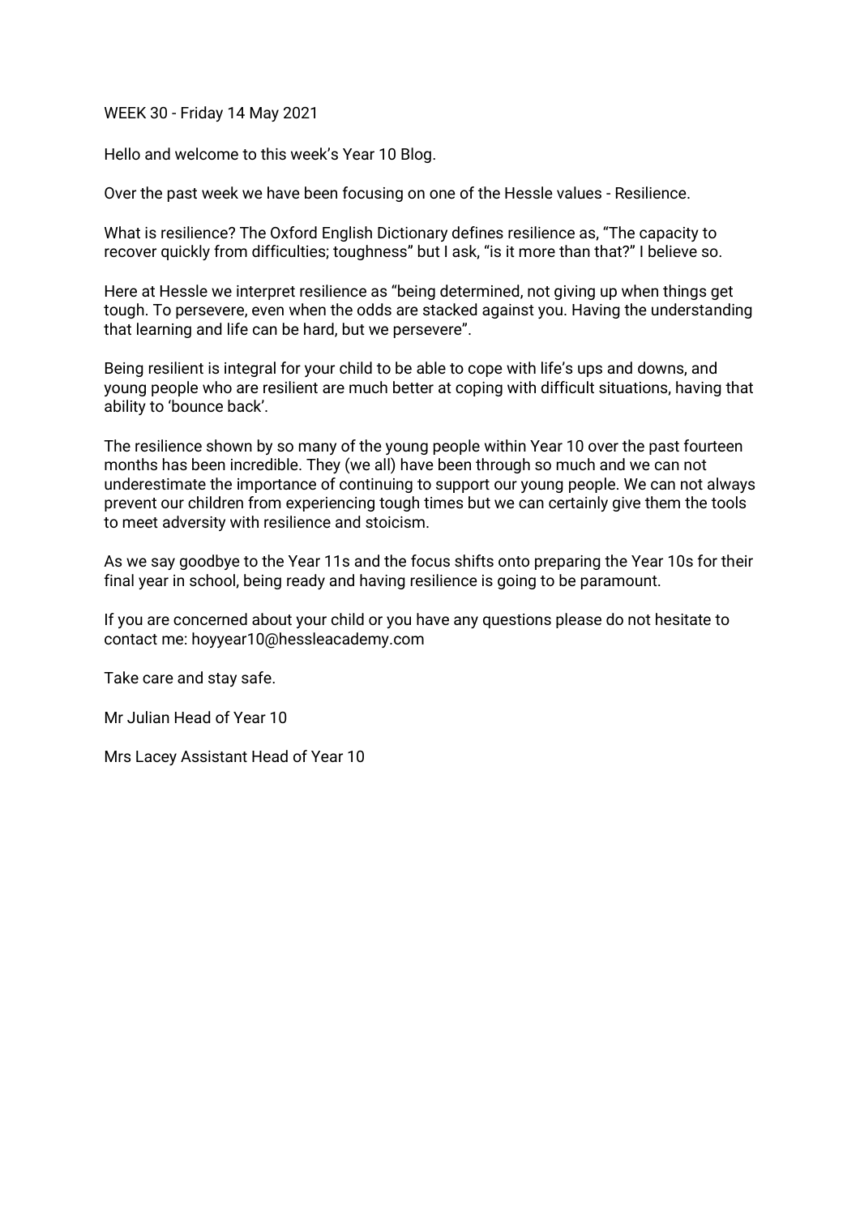WEEK 30 - Friday 14 May 2021

Hello and welcome to this week's Year 10 Blog.

Over the past week we have been focusing on one of the Hessle values - Resilience.

What is resilience? The Oxford English Dictionary defines resilience as, "The capacity to recover quickly from difficulties; toughness" but I ask, "is it more than that?" I believe so.

Here at Hessle we interpret resilience as "being determined, not giving up when things get tough. To persevere, even when the odds are stacked against you. Having the understanding that learning and life can be hard, but we persevere".

Being resilient is integral for your child to be able to cope with life's ups and downs, and young people who are resilient are much better at coping with difficult situations, having that ability to 'bounce back'.

The resilience shown by so many of the young people within Year 10 over the past fourteen months has been incredible. They (we all) have been through so much and we can not underestimate the importance of continuing to support our young people. We can not always prevent our children from experiencing tough times but we can certainly give them the tools to meet adversity with resilience and stoicism.

As we say goodbye to the Year 11s and the focus shifts onto preparing the Year 10s for their final year in school, being ready and having resilience is going to be paramount.

If you are concerned about your child or you have any questions please do not hesitate to contact me: hoyyear10@hessleacademy.com

Take care and stay safe.

Mr Julian Head of Year 10

Mrs Lacey Assistant Head of Year 10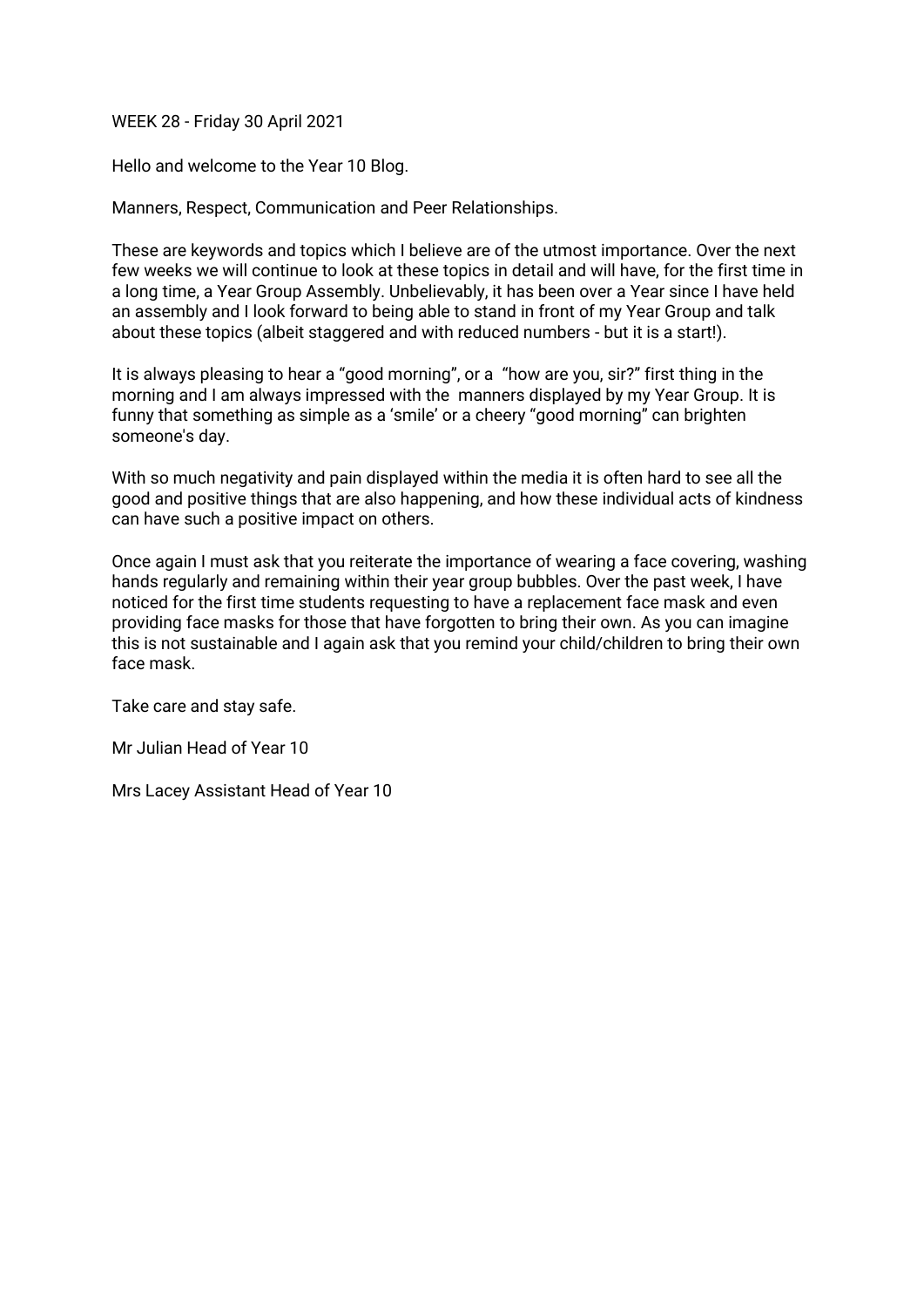WEEK 28 - Friday 30 April 2021

Hello and welcome to the Year 10 Blog.

Manners, Respect, Communication and Peer Relationships.

These are keywords and topics which I believe are of the utmost importance. Over the next few weeks we will continue to look at these topics in detail and will have, for the first time in a long time, a Year Group Assembly. Unbelievably, it has been over a Year since I have held an assembly and I look forward to being able to stand in front of my Year Group and talk about these topics (albeit staggered and with reduced numbers - but it is a start!).

It is always pleasing to hear a "good morning", or a "how are you, sir?" first thing in the morning and I am always impressed with the manners displayed by my Year Group. It is funny that something as simple as a 'smile' or a cheery "good morning" can brighten someone's day.

With so much negativity and pain displayed within the media it is often hard to see all the good and positive things that are also happening, and how these individual acts of kindness can have such a positive impact on others.

Once again I must ask that you reiterate the importance of wearing a face covering, washing hands regularly and remaining within their year group bubbles. Over the past week, I have noticed for the first time students requesting to have a replacement face mask and even providing face masks for those that have forgotten to bring their own. As you can imagine this is not sustainable and I again ask that you remind your child/children to bring their own face mask.

Take care and stay safe.

Mr Julian Head of Year 10

Mrs Lacey Assistant Head of Year 10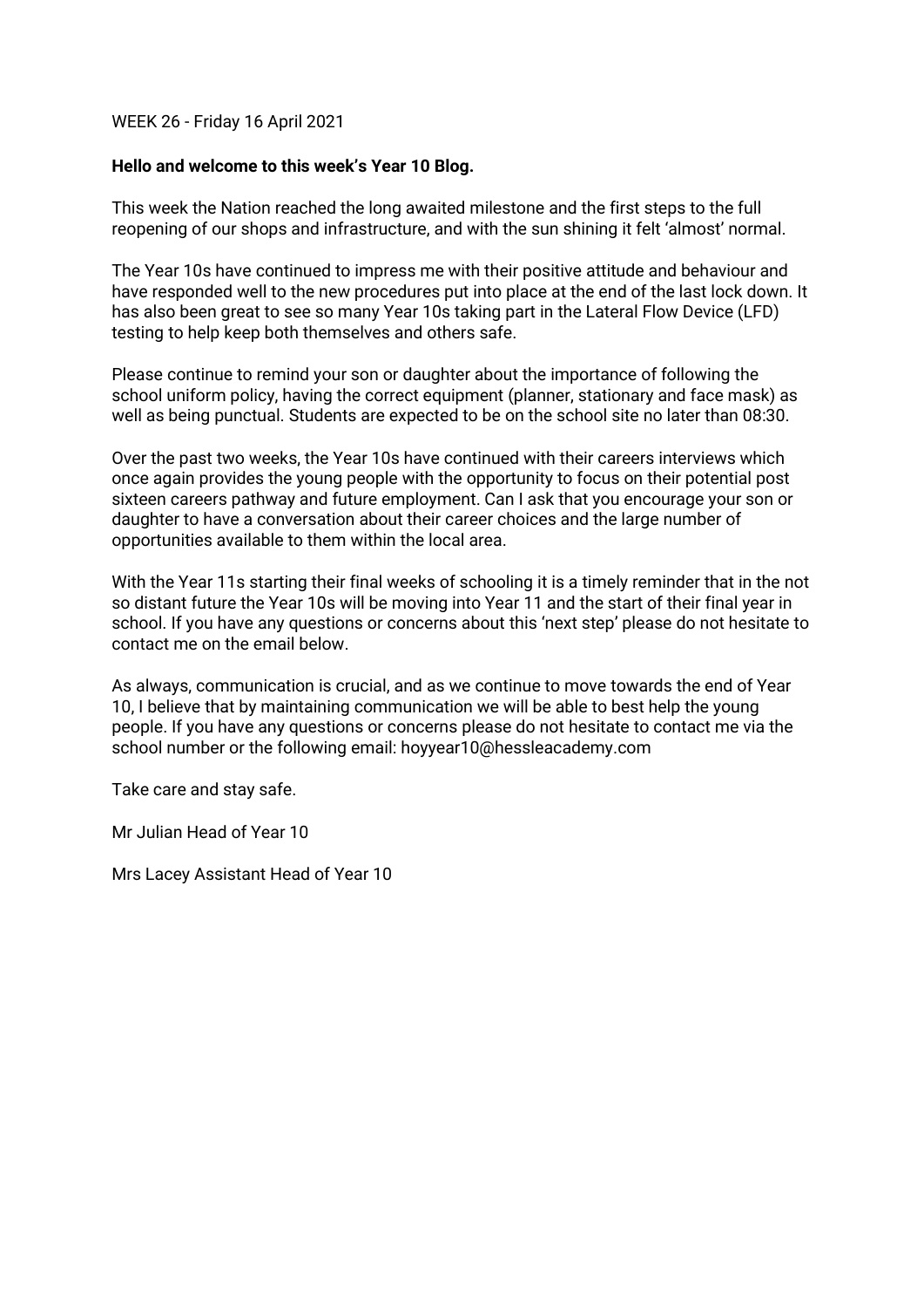WEEK 26 - Friday 16 April 2021

**Hello and welcome to this week's Year 10 Blog.**

This week the Nation reached the long awaited milestone and the first steps to the full reopening of our shops and infrastructure, and with the sun shining it felt 'almost' normal.

The Year 10s have continued to impress me with their positive attitude and behaviour and have responded well to the new procedures put into place at the end of the last lock down. It has also been great to see so many Year 10s taking part in the Lateral Flow Device (LFD) testing to help keep both themselves and others safe.

Please continue to remind your son or daughter about the importance of following the school uniform policy, having the correct equipment (planner, stationary and face mask) as well as being punctual. Students are expected to be on the school site no later than 08:30.

Over the past two weeks, the Year 10s have continued with their careers interviews which once again provides the young people with the opportunity to focus on their potential post sixteen careers pathway and future employment. Can I ask that you encourage your son or daughter to have a conversation about their career choices and the large number of opportunities available to them within the local area.

With the Year 11s starting their final weeks of schooling it is a timely reminder that in the not so distant future the Year 10s will be moving into Year 11 and the start of their final year in school. If you have any questions or concerns about this 'next step' please do not hesitate to contact me on the email below.

As always, communication is crucial, and as we continue to move towards the end of Year 10, I believe that by maintaining communication we will be able to best help the young people. If you have any questions or concerns please do not hesitate to contact me via the school number or the following email: hoyyear10@hessleacademy.com

Take care and stay safe.

Mr Julian Head of Year 10

Mrs Lacey Assistant Head of Year 10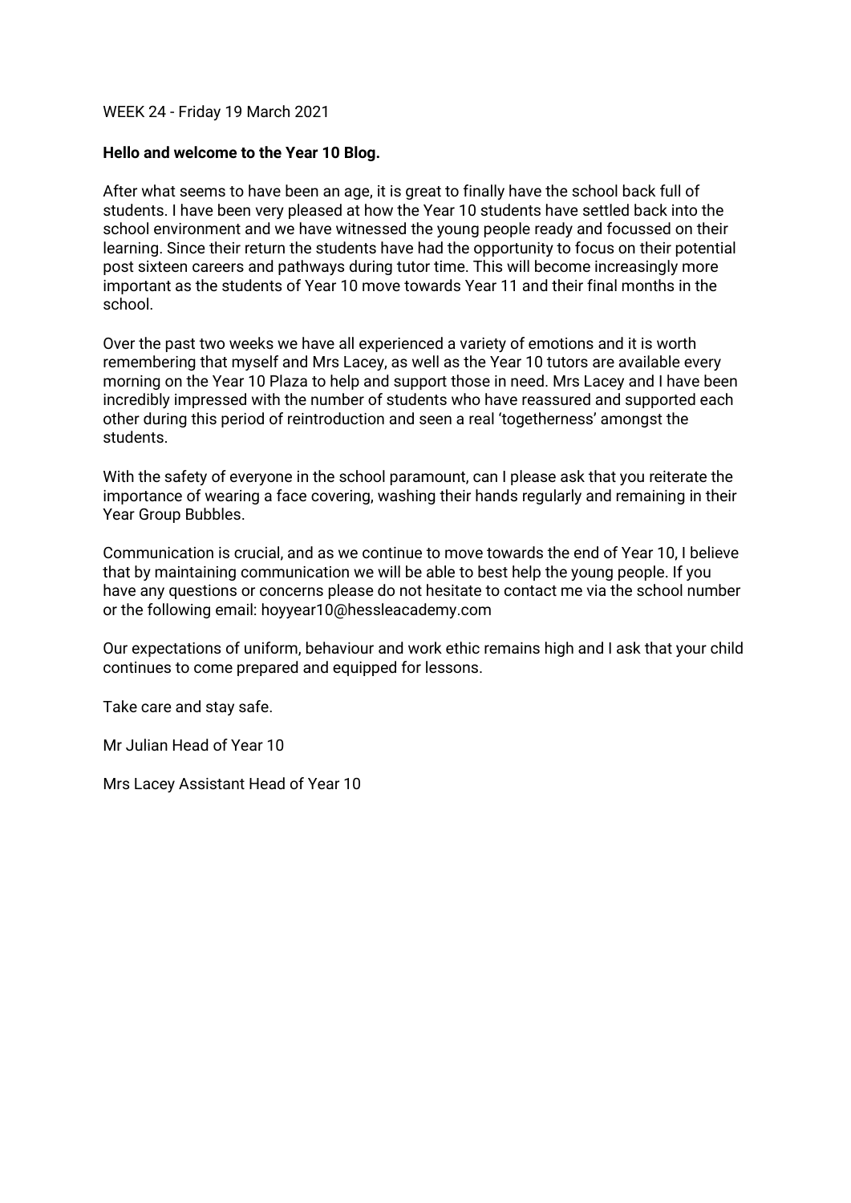WEEK 24 - Friday 19 March 2021

**Hello and welcome to the Year 10 Blog.**

After what seems to have been an age, it is great to finally have the school back full of students. I have been very pleased at how the Year 10 students have settled back into the school environment and we have witnessed the young people ready and focussed on their learning. Since their return the students have had the opportunity to focus on their potential post sixteen careers and pathways during tutor time. This will become increasingly more important as the students of Year 10 move towards Year 11 and their final months in the school.

Over the past two weeks we have all experienced a variety of emotions and it is worth remembering that myself and Mrs Lacey, as well as the Year 10 tutors are available every morning on the Year 10 Plaza to help and support those in need. Mrs Lacey and I have been incredibly impressed with the number of students who have reassured and supported each other during this period of reintroduction and seen a real 'togetherness' amongst the students.

With the safety of everyone in the school paramount, can I please ask that you reiterate the importance of wearing a face covering, washing their hands regularly and remaining in their Year Group Bubbles.

Communication is crucial, and as we continue to move towards the end of Year 10, I believe that by maintaining communication we will be able to best help the young people. If you have any questions or concerns please do not hesitate to contact me via the school number or the following email: hoyyear10@hessleacademy.com

Our expectations of uniform, behaviour and work ethic remains high and I ask that your child continues to come prepared and equipped for lessons.

Take care and stay safe.

Mr Julian Head of Year 10

Mrs Lacey Assistant Head of Year 10